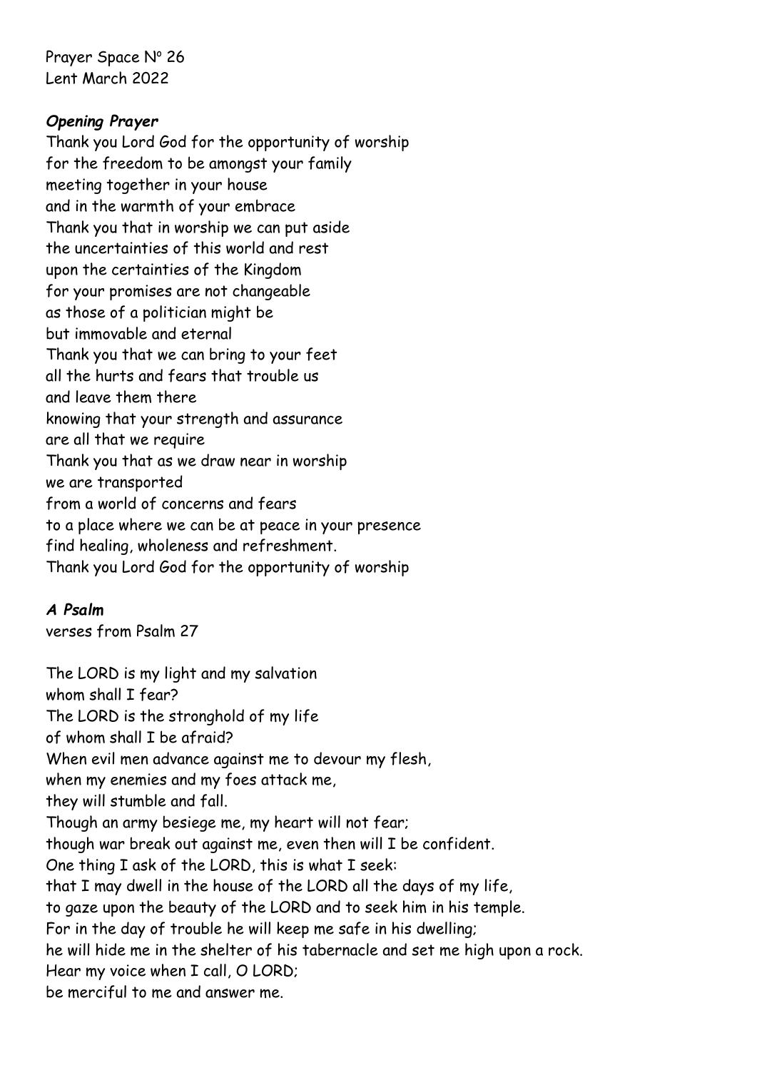Prayer Space Nº 26
Lent March 2022

***Opening Prayer***

Thank you Lord God for the opportunity of worship
for the freedom to be amongst your family
meeting together in your house
and in the warmth of your embrace
Thank you that in worship we can put aside
the uncertainties of this world and rest
upon the certainties of the Kingdom
for your promises are not changeable
as those of a politician might be
but immovable and eternal
Thank you that we can bring to your feet
all the hurts and fears that trouble us
and leave them there
knowing that your strength and assurance
are all that we require
Thank you that as we draw near in worship
we are transported
from a world of concerns and fears
to a place where we can be at peace in your presence
find healing, wholeness and refreshment.
Thank you Lord God for the opportunity of worship

***A Psalm***

verses from Psalm 27

The LORD is my light and my salvation
whom shall I fear?
The LORD is the stronghold of my life
of whom shall I be afraid?
When evil men advance against me to devour my flesh,
when my enemies and my foes attack me,
they will stumble and fall.
Though an army besiege me, my heart will not fear;
though war break out against me, even then will I be confident.
One thing I ask of the LORD, this is what I seek:
that I may dwell in the house of the LORD all the days of my life,
to gaze upon the beauty of the LORD and to seek him in his temple.
For in the day of trouble he will keep me safe in his dwelling;
he will hide me in the shelter of his tabernacle and set me high upon a rock.
Hear my voice when I call, O LORD;
be merciful to me and answer me.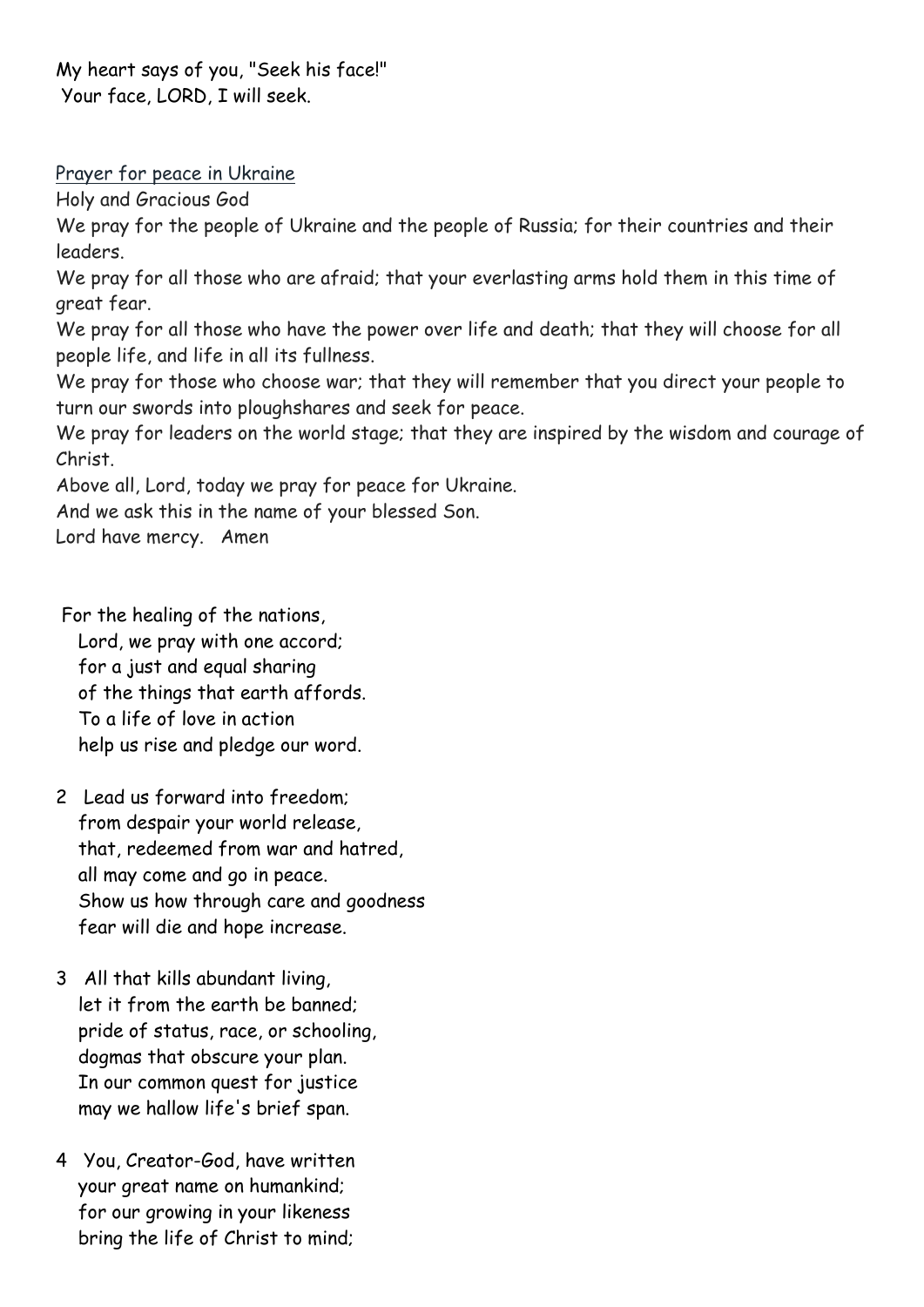My heart says of you, "Seek his face!"
Your face, LORD, I will seek.

Prayer for peace in Ukraine

Holy and Gracious God

We pray for the people of Ukraine and the people of Russia; for their countries and their leaders.

We pray for all those who are afraid; that your everlasting arms hold them in this time of great fear.

We pray for all those who have the power over life and death; that they will choose for all people life, and life in all its fullness.

We pray for those who choose war; that they will remember that you direct your people to turn our swords into ploughshares and seek for peace.

We pray for leaders on the world stage; that they are inspired by the wisdom and courage of Christ.

Above all, Lord, today we pray for peace for Ukraine.

And we ask this in the name of your blessed Son.

Lord have mercy. Amen

For the healing of the nations,
Lord, we pray with one accord;
for a just and equal sharing
of the things that earth affords.
To a life of love in action
help us rise and pledge our word.

2 Lead us forward into freedom;
from despair your world release,
that, redeemed from war and hatred,
all may come and go in peace.
Show us how through care and goodness
fear will die and hope increase.

3 All that kills abundant living,
let it from the earth be banned;
pride of status, race, or schooling,
dogmas that obscure your plan.
In our common quest for justice
may we hallow life's brief span.

4 You, Creator-God, have written
your great name on humankind;
for our growing in your likeness
bring the life of Christ to mind;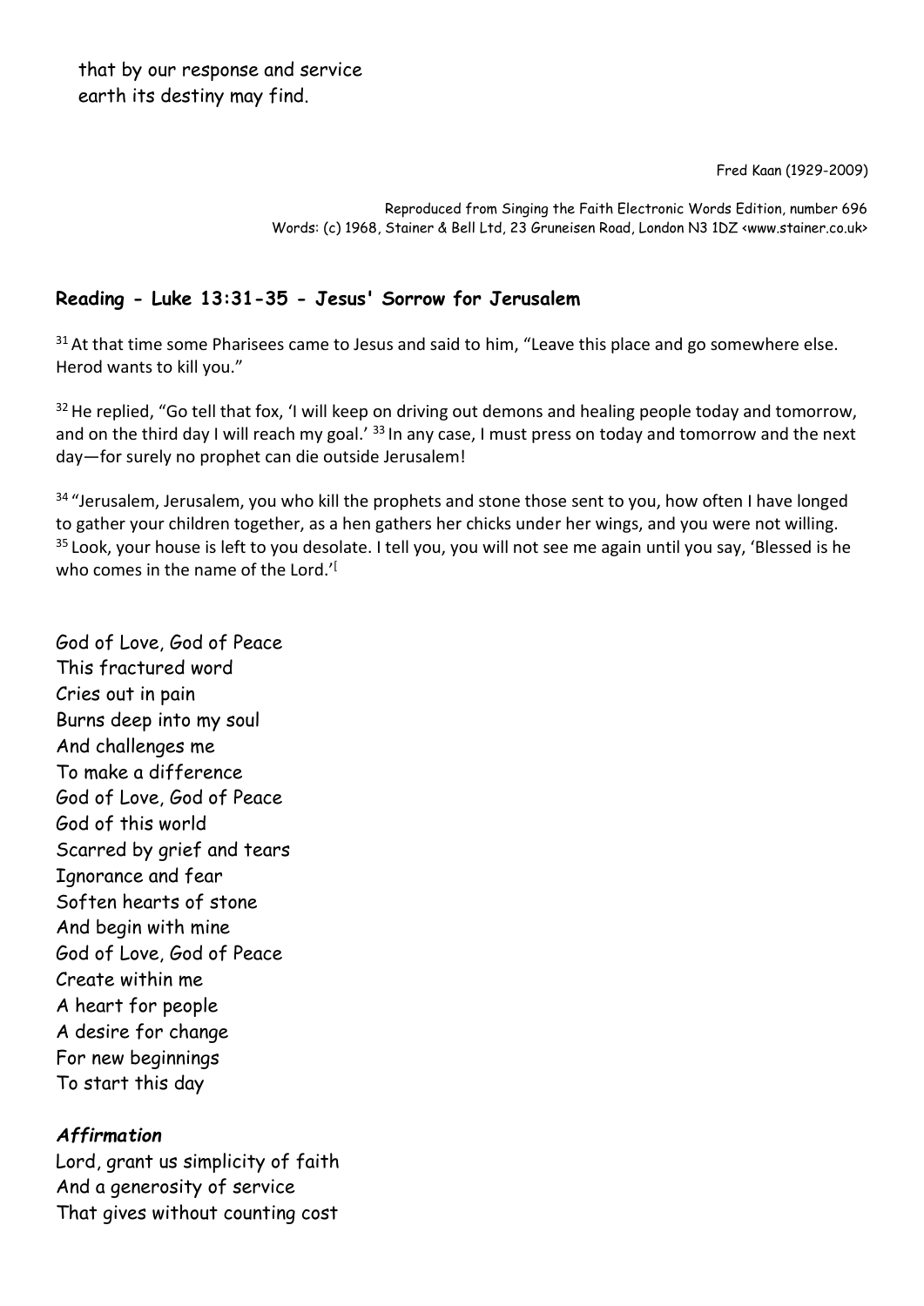that by our response and service
earth its destiny may find.

Fred Kaan (1929-2009)

Reproduced from Singing the Faith Electronic Words Edition, number 696
Words: (c) 1968, Stainer & Bell Ltd, 23 Gruneisen Road, London N3 1DZ <www.stainer.co.uk>

## Reading - Luke 13:31-35 - Jesus' Sorrow for Jerusalem

[31] At that time some Pharisees came to Jesus and said to him, "Leave this place and go somewhere else. Herod wants to kill you."

[32] He replied, "Go tell that fox, 'I will keep on driving out demons and healing people today and tomorrow, and on the third day I will reach my goal.' [33] In any case, I must press on today and tomorrow and the next day—for surely no prophet can die outside Jerusalem!

[34] "Jerusalem, Jerusalem, you who kill the prophets and stone those sent to you, how often I have longed to gather your children together, as a hen gathers her chicks under her wings, and you were not willing. [35] Look, your house is left to you desolate. I tell you, you will not see me again until you say, 'Blessed is he who comes in the name of the Lord.'[

God of Love, God of Peace
This fractured word
Cries out in pain
Burns deep into my soul
And challenges me
To make a difference
God of Love, God of Peace
God of this world
Scarred by grief and tears
Ignorance and fear
Soften hearts of stone
And begin with mine
God of Love, God of Peace
Create within me
A heart for people
A desire for change
For new beginnings
To start this day

***Affirmation***

Lord, grant us simplicity of faith
And a generosity of service
That gives without counting cost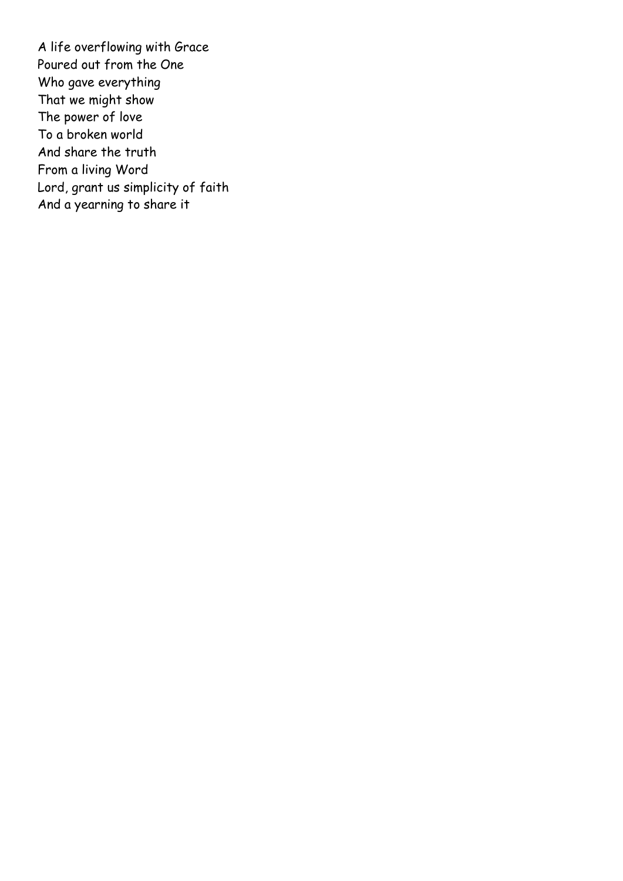A life overflowing with Grace  
Poured out from the One  
Who gave everything  
That we might show  
The power of love  
To a broken world  
And share the truth  
From a living Word  
Lord, grant us simplicity of faith  
And a yearning to share it